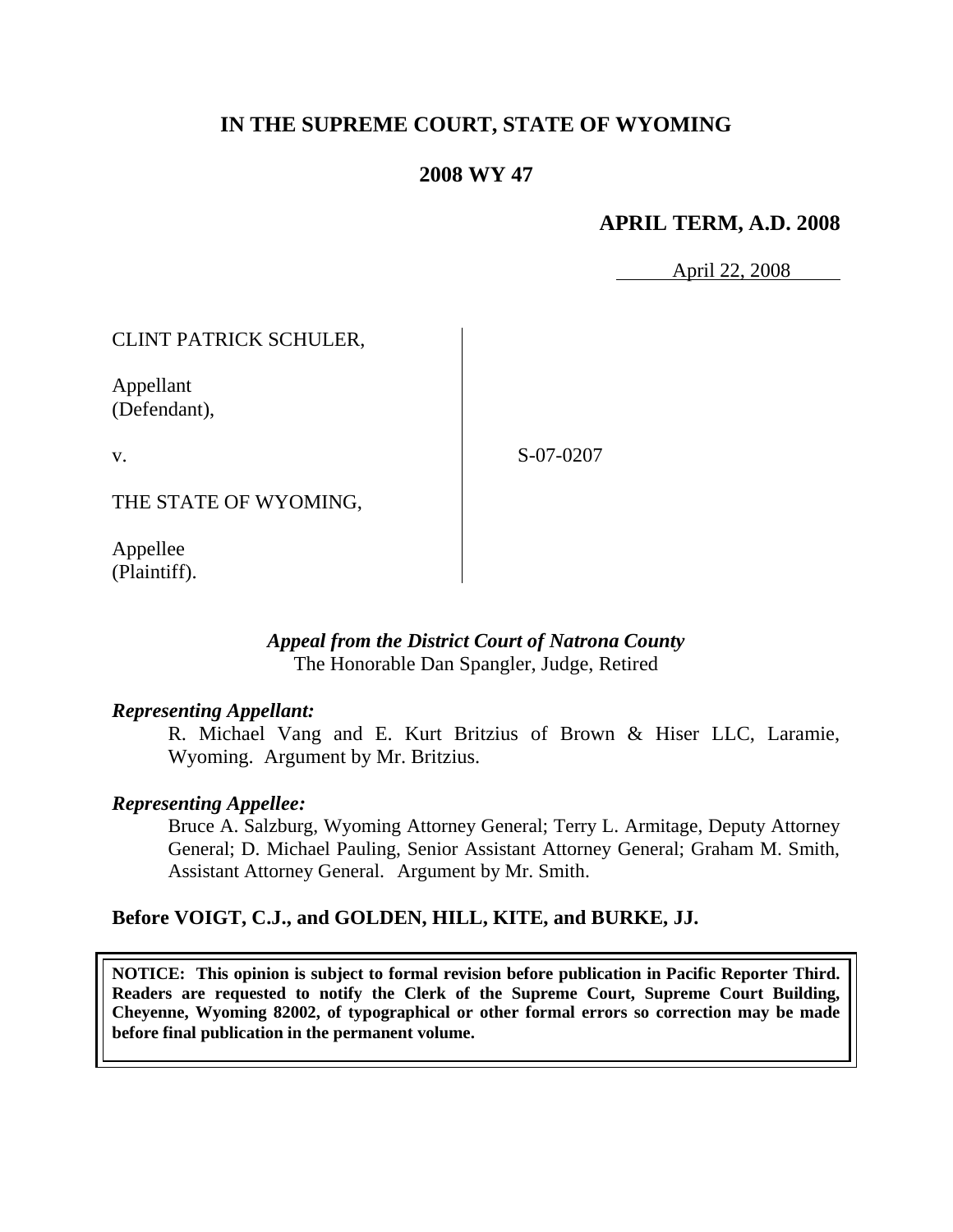# IN THE SUPREME COURT, STATE OF WYOMING

## 2008 WY 47

### APRIL TERM, A.D. 2008

April 22, 2008

CLINT PATRICK SCHULER,

Appellant
(Defendant),

v.

S-07-0207

THE STATE OF WYOMING,

Appellee
(Plaintiff).

***Appeal from the District Court of Natrona County***
The Honorable Dan Spangler, Judge, Retired

***Representing Appellant:***

R. Michael Vang and E. Kurt Britzius of Brown & Hiser LLC, Laramie, Wyoming. Argument by Mr. Britzius.

***Representing Appellee:***

Bruce A. Salzburg, Wyoming Attorney General; Terry L. Armitage, Deputy Attorney General; D. Michael Pauling, Senior Assistant Attorney General; Graham M. Smith, Assistant Attorney General. Argument by Mr. Smith.

**Before VOIGT, C.J., and GOLDEN, HILL, KITE, and BURKE, JJ.**

**NOTICE: This opinion is subject to formal revision before publication in Pacific Reporter Third. Readers are requested to notify the Clerk of the Supreme Court, Supreme Court Building, Cheyenne, Wyoming 82002, of typographical or other formal errors so correction may be made before final publication in the permanent volume.**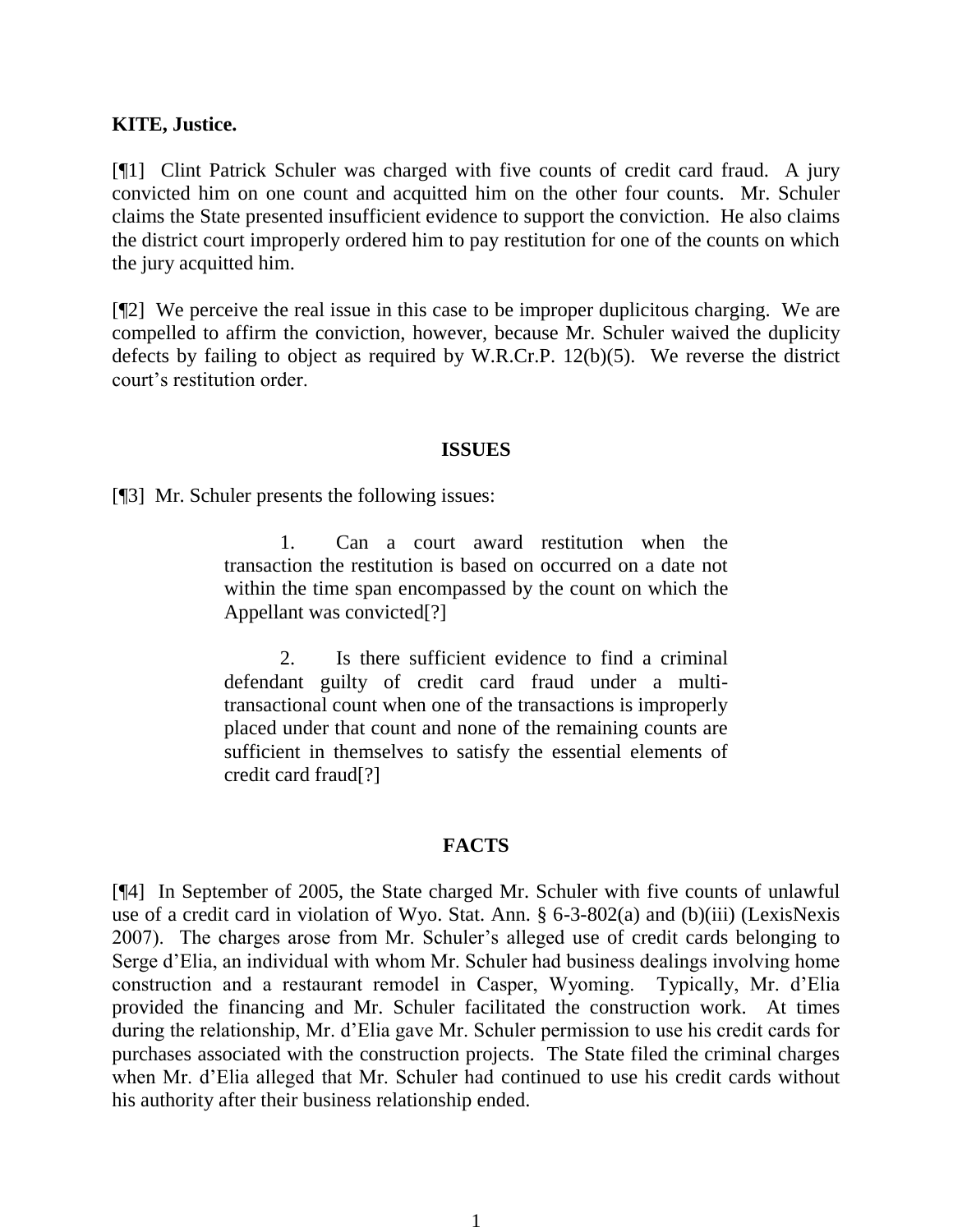**KITE, Justice.**

[¶1] Clint Patrick Schuler was charged with five counts of credit card fraud. A jury convicted him on one count and acquitted him on the other four counts. Mr. Schuler claims the State presented insufficient evidence to support the conviction. He also claims the district court improperly ordered him to pay restitution for one of the counts on which the jury acquitted him.

[¶2] We perceive the real issue in this case to be improper duplicitous charging. We are compelled to affirm the conviction, however, because Mr. Schuler waived the duplicity defects by failing to object as required by W.R.Cr.P. 12(b)(5). We reverse the district court's restitution order.

## ISSUES

[¶3] Mr. Schuler presents the following issues:

> 1. Can a court award restitution when the transaction the restitution is based on occurred on a date not within the time span encompassed by the count on which the Appellant was convicted[?]
>
> 2. Is there sufficient evidence to find a criminal defendant guilty of credit card fraud under a multi-transactional count when one of the transactions is improperly placed under that count and none of the remaining counts are sufficient in themselves to satisfy the essential elements of credit card fraud[?]

## FACTS

[¶4] In September of 2005, the State charged Mr. Schuler with five counts of unlawful use of a credit card in violation of Wyo. Stat. Ann. § 6-3-802(a) and (b)(iii) (LexisNexis 2007). The charges arose from Mr. Schuler's alleged use of credit cards belonging to Serge d'Elia, an individual with whom Mr. Schuler had business dealings involving home construction and a restaurant remodel in Casper, Wyoming. Typically, Mr. d'Elia provided the financing and Mr. Schuler facilitated the construction work. At times during the relationship, Mr. d'Elia gave Mr. Schuler permission to use his credit cards for purchases associated with the construction projects. The State filed the criminal charges when Mr. d'Elia alleged that Mr. Schuler had continued to use his credit cards without his authority after their business relationship ended.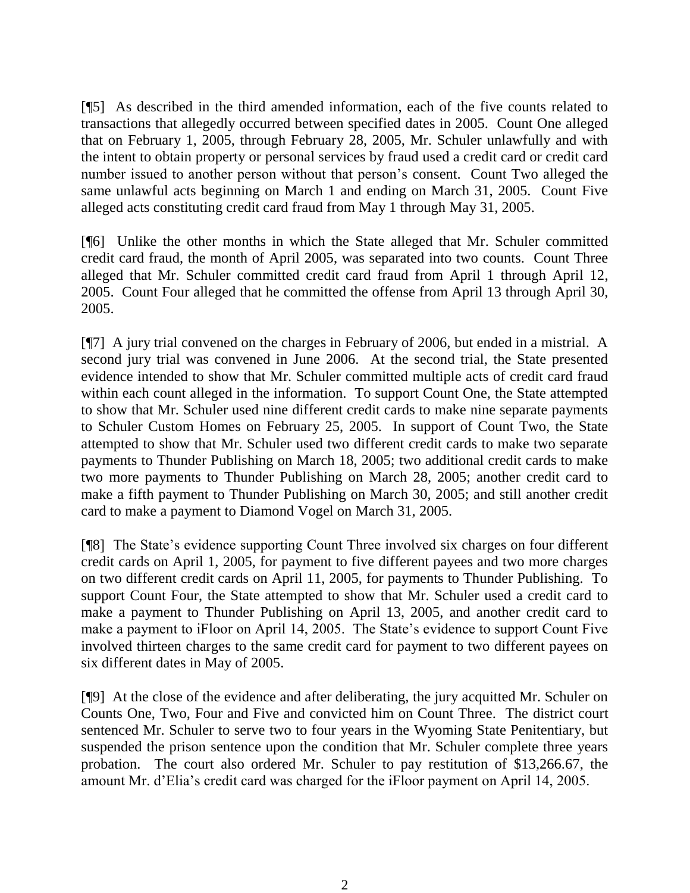[¶5] As described in the third amended information, each of the five counts related to transactions that allegedly occurred between specified dates in 2005. Count One alleged that on February 1, 2005, through February 28, 2005, Mr. Schuler unlawfully and with the intent to obtain property or personal services by fraud used a credit card or credit card number issued to another person without that person's consent. Count Two alleged the same unlawful acts beginning on March 1 and ending on March 31, 2005. Count Five alleged acts constituting credit card fraud from May 1 through May 31, 2005.

[¶6] Unlike the other months in which the State alleged that Mr. Schuler committed credit card fraud, the month of April 2005, was separated into two counts. Count Three alleged that Mr. Schuler committed credit card fraud from April 1 through April 12, 2005. Count Four alleged that he committed the offense from April 13 through April 30, 2005.

[¶7] A jury trial convened on the charges in February of 2006, but ended in a mistrial. A second jury trial was convened in June 2006. At the second trial, the State presented evidence intended to show that Mr. Schuler committed multiple acts of credit card fraud within each count alleged in the information. To support Count One, the State attempted to show that Mr. Schuler used nine different credit cards to make nine separate payments to Schuler Custom Homes on February 25, 2005. In support of Count Two, the State attempted to show that Mr. Schuler used two different credit cards to make two separate payments to Thunder Publishing on March 18, 2005; two additional credit cards to make two more payments to Thunder Publishing on March 28, 2005; another credit card to make a fifth payment to Thunder Publishing on March 30, 2005; and still another credit card to make a payment to Diamond Vogel on March 31, 2005.

[¶8] The State's evidence supporting Count Three involved six charges on four different credit cards on April 1, 2005, for payment to five different payees and two more charges on two different credit cards on April 11, 2005, for payments to Thunder Publishing. To support Count Four, the State attempted to show that Mr. Schuler used a credit card to make a payment to Thunder Publishing on April 13, 2005, and another credit card to make a payment to iFloor on April 14, 2005. The State's evidence to support Count Five involved thirteen charges to the same credit card for payment to two different payees on six different dates in May of 2005.

[¶9] At the close of the evidence and after deliberating, the jury acquitted Mr. Schuler on Counts One, Two, Four and Five and convicted him on Count Three. The district court sentenced Mr. Schuler to serve two to four years in the Wyoming State Penitentiary, but suspended the prison sentence upon the condition that Mr. Schuler complete three years probation. The court also ordered Mr. Schuler to pay restitution of $13,266.67, the amount Mr. d'Elia's credit card was charged for the iFloor payment on April 14, 2005.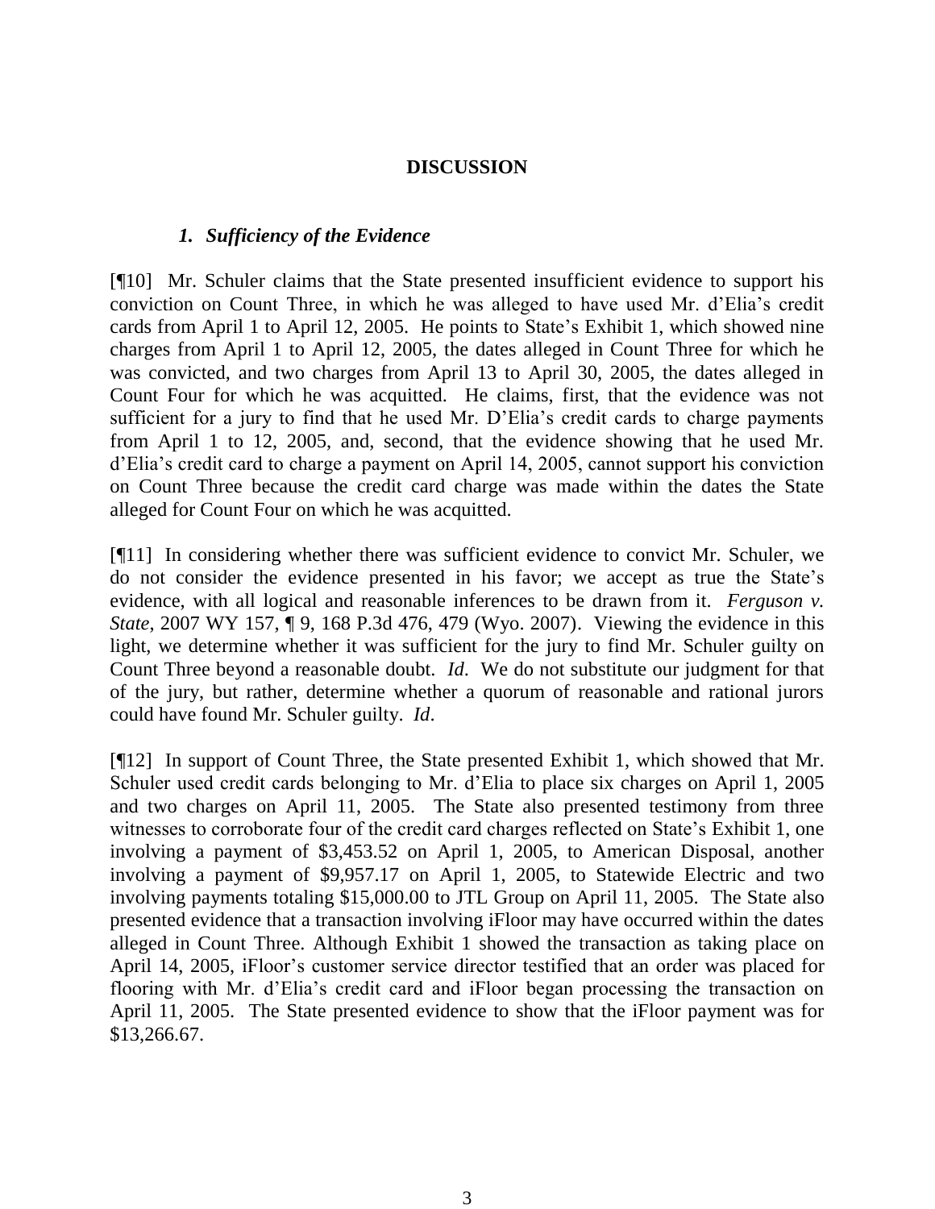## DISCUSSION

### *1. Sufficiency of the Evidence*

[¶10] Mr. Schuler claims that the State presented insufficient evidence to support his conviction on Count Three, in which he was alleged to have used Mr. d'Elia's credit cards from April 1 to April 12, 2005. He points to State's Exhibit 1, which showed nine charges from April 1 to April 12, 2005, the dates alleged in Count Three for which he was convicted, and two charges from April 13 to April 30, 2005, the dates alleged in Count Four for which he was acquitted. He claims, first, that the evidence was not sufficient for a jury to find that he used Mr. D'Elia's credit cards to charge payments from April 1 to 12, 2005, and, second, that the evidence showing that he used Mr. d'Elia's credit card to charge a payment on April 14, 2005, cannot support his conviction on Count Three because the credit card charge was made within the dates the State alleged for Count Four on which he was acquitted.

[¶11] In considering whether there was sufficient evidence to convict Mr. Schuler, we do not consider the evidence presented in his favor; we accept as true the State's evidence, with all logical and reasonable inferences to be drawn from it. *Ferguson v. State*, 2007 WY 157, ¶ 9, 168 P.3d 476, 479 (Wyo. 2007). Viewing the evidence in this light, we determine whether it was sufficient for the jury to find Mr. Schuler guilty on Count Three beyond a reasonable doubt. *Id*. We do not substitute our judgment for that of the jury, but rather, determine whether a quorum of reasonable and rational jurors could have found Mr. Schuler guilty. *Id*.

[¶12] In support of Count Three, the State presented Exhibit 1, which showed that Mr. Schuler used credit cards belonging to Mr. d'Elia to place six charges on April 1, 2005 and two charges on April 11, 2005. The State also presented testimony from three witnesses to corroborate four of the credit card charges reflected on State's Exhibit 1, one involving a payment of $3,453.52 on April 1, 2005, to American Disposal, another involving a payment of $9,957.17 on April 1, 2005, to Statewide Electric and two involving payments totaling $15,000.00 to JTL Group on April 11, 2005. The State also presented evidence that a transaction involving iFloor may have occurred within the dates alleged in Count Three. Although Exhibit 1 showed the transaction as taking place on April 14, 2005, iFloor's customer service director testified that an order was placed for flooring with Mr. d'Elia's credit card and iFloor began processing the transaction on April 11, 2005. The State presented evidence to show that the iFloor payment was for $13,266.67.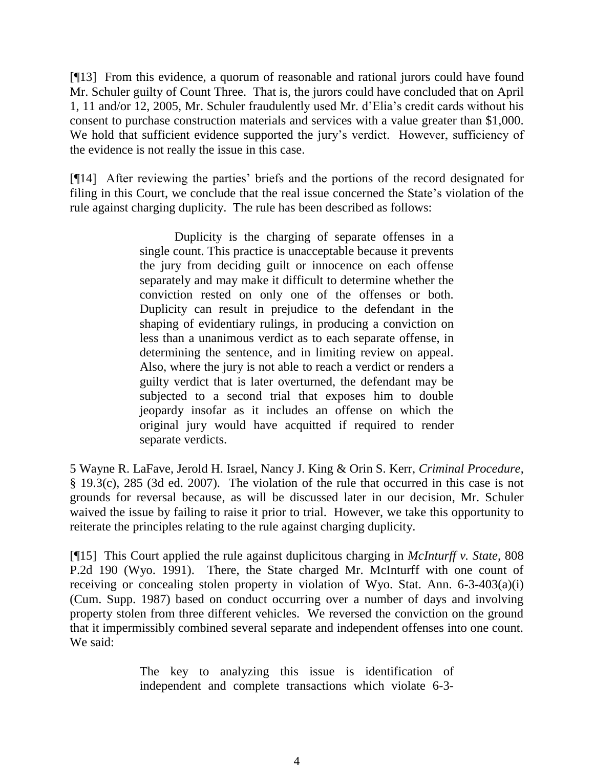[¶13] From this evidence, a quorum of reasonable and rational jurors could have found Mr. Schuler guilty of Count Three. That is, the jurors could have concluded that on April 1, 11 and/or 12, 2005, Mr. Schuler fraudulently used Mr. d'Elia's credit cards without his consent to purchase construction materials and services with a value greater than $1,000. We hold that sufficient evidence supported the jury's verdict. However, sufficiency of the evidence is not really the issue in this case.

[¶14] After reviewing the parties' briefs and the portions of the record designated for filing in this Court, we conclude that the real issue concerned the State's violation of the rule against charging duplicity. The rule has been described as follows:

> Duplicity is the charging of separate offenses in a single count. This practice is unacceptable because it prevents the jury from deciding guilt or innocence on each offense separately and may make it difficult to determine whether the conviction rested on only one of the offenses or both. Duplicity can result in prejudice to the defendant in the shaping of evidentiary rulings, in producing a conviction on less than a unanimous verdict as to each separate offense, in determining the sentence, and in limiting review on appeal. Also, where the jury is not able to reach a verdict or renders a guilty verdict that is later overturned, the defendant may be subjected to a second trial that exposes him to double jeopardy insofar as it includes an offense on which the original jury would have acquitted if required to render separate verdicts.

5 Wayne R. LaFave, Jerold H. Israel, Nancy J. King & Orin S. Kerr, *Criminal Procedure*, § 19.3(c), 285 (3d ed. 2007). The violation of the rule that occurred in this case is not grounds for reversal because, as will be discussed later in our decision, Mr. Schuler waived the issue by failing to raise it prior to trial. However, we take this opportunity to reiterate the principles relating to the rule against charging duplicity.

[¶15] This Court applied the rule against duplicitous charging in *McInturff v. State*, 808 P.2d 190 (Wyo. 1991). There, the State charged Mr. McInturff with one count of receiving or concealing stolen property in violation of Wyo. Stat. Ann. 6-3-403(a)(i) (Cum. Supp. 1987) based on conduct occurring over a number of days and involving property stolen from three different vehicles. We reversed the conviction on the ground that it impermissibly combined several separate and independent offenses into one count. We said:

> The key to analyzing this issue is identification of independent and complete transactions which violate 6-3-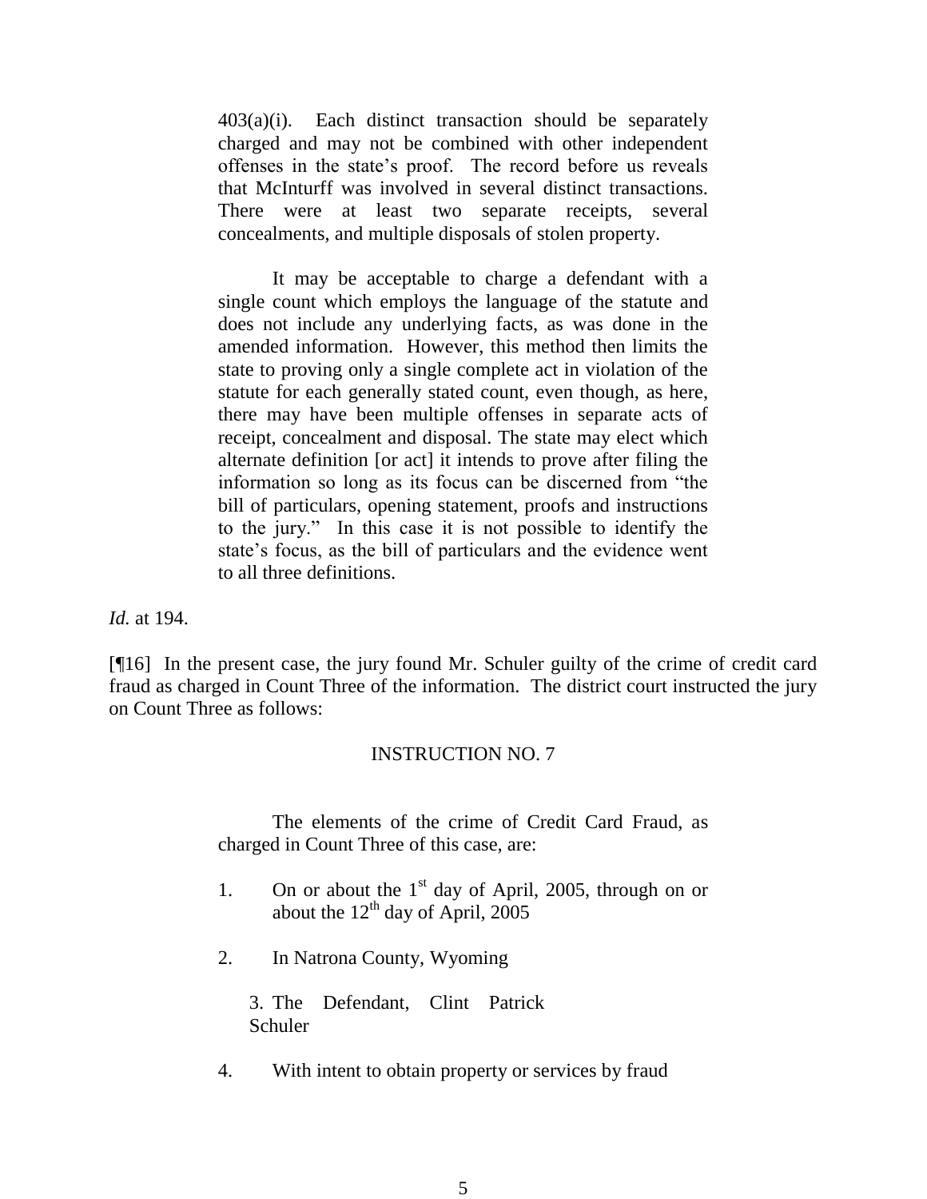> 403(a)(i). Each distinct transaction should be separately charged and may not be combined with other independent offenses in the state's proof. The record before us reveals that McInturff was involved in several distinct transactions. There were at least two separate receipts, several concealments, and multiple disposals of stolen property.
>
> It may be acceptable to charge a defendant with a single count which employs the language of the statute and does not include any underlying facts, as was done in the amended information. However, this method then limits the state to proving only a single complete act in violation of the statute for each generally stated count, even though, as here, there may have been multiple offenses in separate acts of receipt, concealment and disposal. The state may elect which alternate definition [or act] it intends to prove after filing the information so long as its focus can be discerned from "the bill of particulars, opening statement, proofs and instructions to the jury." In this case it is not possible to identify the state's focus, as the bill of particulars and the evidence went to all three definitions.

*Id.* at 194.

[¶16] In the present case, the jury found Mr. Schuler guilty of the crime of credit card fraud as charged in Count Three of the information. The district court instructed the jury on Count Three as follows:

> INSTRUCTION NO. 7
>
> The elements of the crime of Credit Card Fraud, as charged in Count Three of this case, are:
>
> 1. On or about the 1st day of April, 2005, through on or about the 12th day of April, 2005
> 2. In Natrona County, Wyoming
> 3. The Defendant, Clint Patrick Schuler
> 4. With intent to obtain property or services by fraud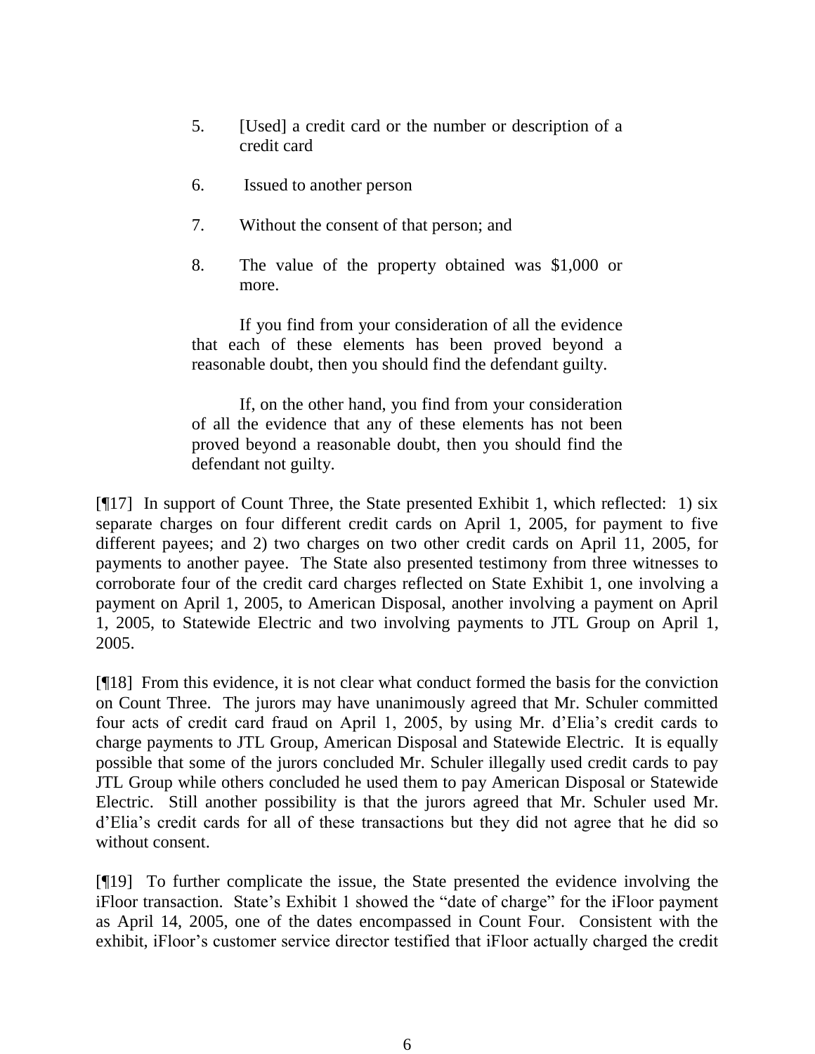> 5. [Used] a credit card or the number or description of a credit card
>
> 6. Issued to another person
>
> 7. Without the consent of that person; and
>
> 8. The value of the property obtained was $1,000 or more.
>
> If you find from your consideration of all the evidence that each of these elements has been proved beyond a reasonable doubt, then you should find the defendant guilty.
>
> If, on the other hand, you find from your consideration of all the evidence that any of these elements has not been proved beyond a reasonable doubt, then you should find the defendant not guilty.

[¶17] In support of Count Three, the State presented Exhibit 1, which reflected: 1) six separate charges on four different credit cards on April 1, 2005, for payment to five different payees; and 2) two charges on two other credit cards on April 11, 2005, for payments to another payee. The State also presented testimony from three witnesses to corroborate four of the credit card charges reflected on State Exhibit 1, one involving a payment on April 1, 2005, to American Disposal, another involving a payment on April 1, 2005, to Statewide Electric and two involving payments to JTL Group on April 1, 2005.

[¶18] From this evidence, it is not clear what conduct formed the basis for the conviction on Count Three. The jurors may have unanimously agreed that Mr. Schuler committed four acts of credit card fraud on April 1, 2005, by using Mr. d'Elia's credit cards to charge payments to JTL Group, American Disposal and Statewide Electric. It is equally possible that some of the jurors concluded Mr. Schuler illegally used credit cards to pay JTL Group while others concluded he used them to pay American Disposal or Statewide Electric. Still another possibility is that the jurors agreed that Mr. Schuler used Mr. d'Elia's credit cards for all of these transactions but they did not agree that he did so without consent.

[¶19] To further complicate the issue, the State presented the evidence involving the iFloor transaction. State's Exhibit 1 showed the "date of charge" for the iFloor payment as April 14, 2005, one of the dates encompassed in Count Four. Consistent with the exhibit, iFloor's customer service director testified that iFloor actually charged the credit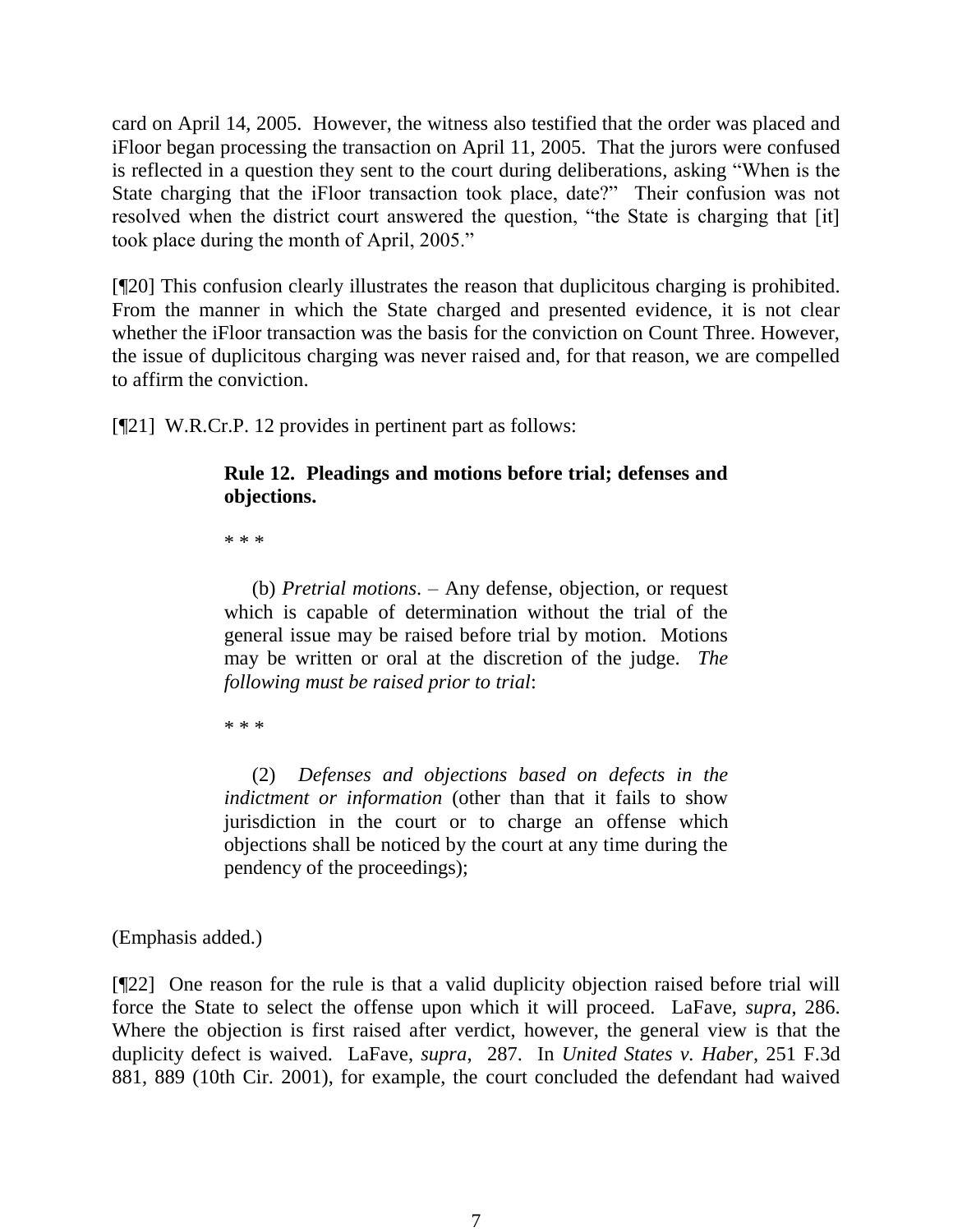card on April 14, 2005. However, the witness also testified that the order was placed and iFloor began processing the transaction on April 11, 2005. That the jurors were confused is reflected in a question they sent to the court during deliberations, asking "When is the State charging that the iFloor transaction took place, date?" Their confusion was not resolved when the district court answered the question, "the State is charging that [it] took place during the month of April, 2005."

[¶20] This confusion clearly illustrates the reason that duplicitous charging is prohibited. From the manner in which the State charged and presented evidence, it is not clear whether the iFloor transaction was the basis for the conviction on Count Three. However, the issue of duplicitous charging was never raised and, for that reason, we are compelled to affirm the conviction.

[¶21] W.R.Cr.P. 12 provides in pertinent part as follows:

> **Rule 12. Pleadings and motions before trial; defenses and objections.**
>
> * * *
>
> (b) *Pretrial motions*. – Any defense, objection, or request which is capable of determination without the trial of the general issue may be raised before trial by motion. Motions may be written or oral at the discretion of the judge. *The following must be raised prior to trial*:
>
> * * *
>
> (2) *Defenses and objections based on defects in the indictment or information* (other than that it fails to show jurisdiction in the court or to charge an offense which objections shall be noticed by the court at any time during the pendency of the proceedings);

(Emphasis added.)

[¶22] One reason for the rule is that a valid duplicity objection raised before trial will force the State to select the offense upon which it will proceed. LaFave, *supra*, 286. Where the objection is first raised after verdict, however, the general view is that the duplicity defect is waived. LaFave, *supra*, 287. In *United States v. Haber*, 251 F.3d 881, 889 (10th Cir. 2001), for example, the court concluded the defendant had waived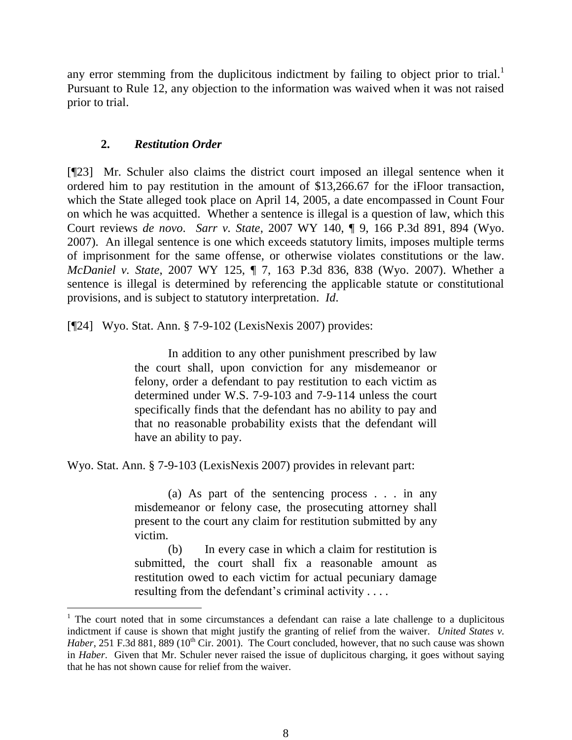any error stemming from the duplicitous indictment by failing to object prior to trial.[1] Pursuant to Rule 12, any objection to the information was waived when it was not raised prior to trial.

### 2. *Restitution Order*

[¶23] Mr. Schuler also claims the district court imposed an illegal sentence when it ordered him to pay restitution in the amount of $13,266.67 for the iFloor transaction, which the State alleged took place on April 14, 2005, a date encompassed in Count Four on which he was acquitted. Whether a sentence is illegal is a question of law, which this Court reviews *de novo*. *Sarr v. State*, 2007 WY 140, ¶ 9, 166 P.3d 891, 894 (Wyo. 2007). An illegal sentence is one which exceeds statutory limits, imposes multiple terms of imprisonment for the same offense, or otherwise violates constitutions or the law. *McDaniel v. State*, 2007 WY 125, ¶ 7, 163 P.3d 836, 838 (Wyo. 2007). Whether a sentence is illegal is determined by referencing the applicable statute or constitutional provisions, and is subject to statutory interpretation. *Id*.

[¶24] Wyo. Stat. Ann. § 7-9-102 (LexisNexis 2007) provides:

> In addition to any other punishment prescribed by law the court shall, upon conviction for any misdemeanor or felony, order a defendant to pay restitution to each victim as determined under W.S. 7-9-103 and 7-9-114 unless the court specifically finds that the defendant has no ability to pay and that no reasonable probability exists that the defendant will have an ability to pay.

Wyo. Stat. Ann. § 7-9-103 (LexisNexis 2007) provides in relevant part:

> (a) As part of the sentencing process . . . in any misdemeanor or felony case, the prosecuting attorney shall present to the court any claim for restitution submitted by any victim.
>
> (b) In every case in which a claim for restitution is submitted, the court shall fix a reasonable amount as restitution owed to each victim for actual pecuniary damage resulting from the defendant's criminal activity . . . .

---

[1] The court noted that in some circumstances a defendant can raise a late challenge to a duplicitous indictment if cause is shown that might justify the granting of relief from the waiver. *United States v. Haber*, 251 F.3d 881, 889 (10th Cir. 2001). The Court concluded, however, that no such cause was shown in *Haber*. Given that Mr. Schuler never raised the issue of duplicitous charging, it goes without saying that he has not shown cause for relief from the waiver.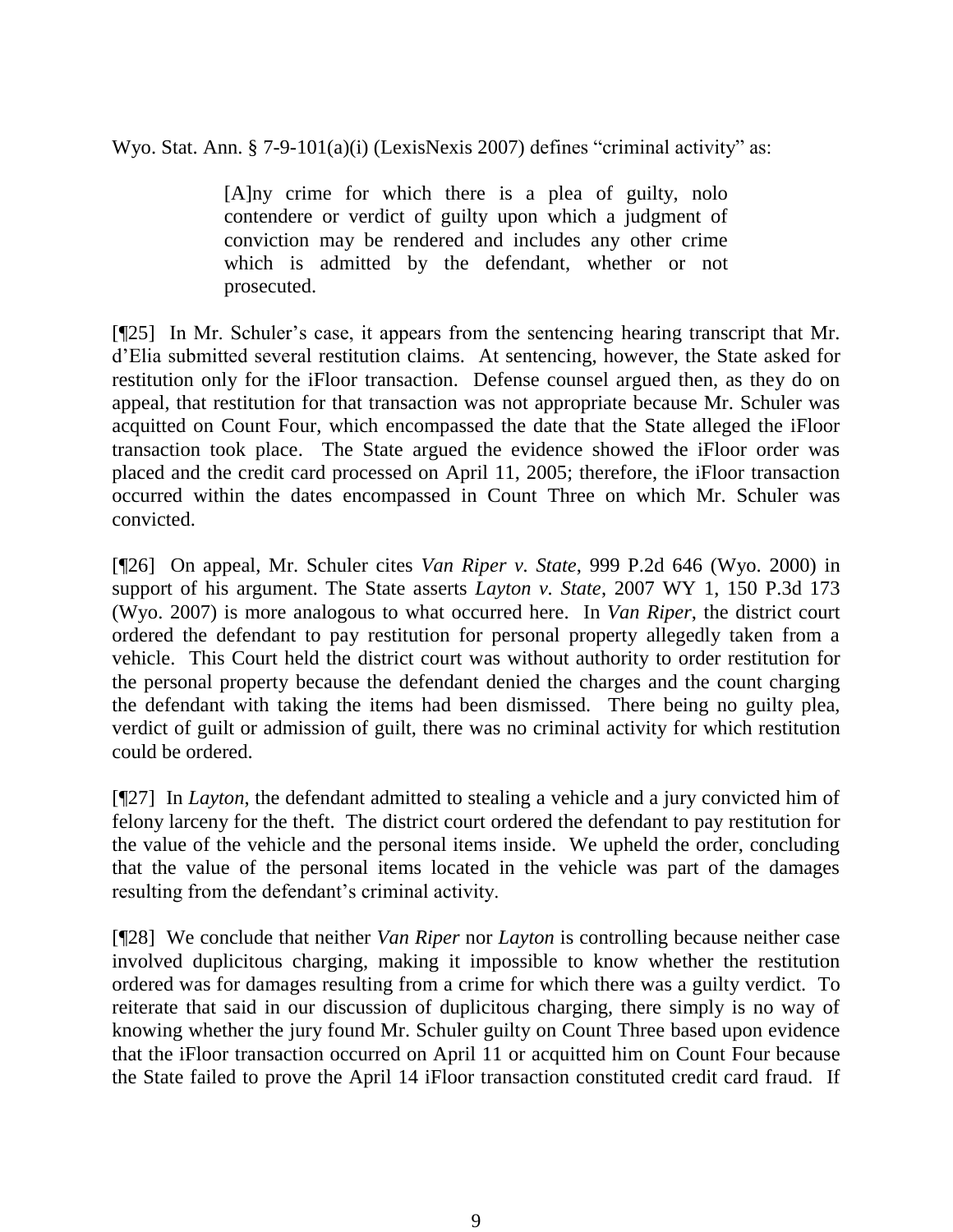Wyo. Stat. Ann. § 7-9-101(a)(i) (LexisNexis 2007) defines "criminal activity" as:

> [A]ny crime for which there is a plea of guilty, nolo contendere or verdict of guilty upon which a judgment of conviction may be rendered and includes any other crime which is admitted by the defendant, whether or not prosecuted.

[¶25] In Mr. Schuler's case, it appears from the sentencing hearing transcript that Mr. d'Elia submitted several restitution claims. At sentencing, however, the State asked for restitution only for the iFloor transaction. Defense counsel argued then, as they do on appeal, that restitution for that transaction was not appropriate because Mr. Schuler was acquitted on Count Four, which encompassed the date that the State alleged the iFloor transaction took place. The State argued the evidence showed the iFloor order was placed and the credit card processed on April 11, 2005; therefore, the iFloor transaction occurred within the dates encompassed in Count Three on which Mr. Schuler was convicted.

[¶26] On appeal, Mr. Schuler cites *Van Riper v. State*, 999 P.2d 646 (Wyo. 2000) in support of his argument. The State asserts *Layton v. State*, 2007 WY 1, 150 P.3d 173 (Wyo. 2007) is more analogous to what occurred here. In *Van Riper*, the district court ordered the defendant to pay restitution for personal property allegedly taken from a vehicle. This Court held the district court was without authority to order restitution for the personal property because the defendant denied the charges and the count charging the defendant with taking the items had been dismissed. There being no guilty plea, verdict of guilt or admission of guilt, there was no criminal activity for which restitution could be ordered.

[¶27] In *Layton*, the defendant admitted to stealing a vehicle and a jury convicted him of felony larceny for the theft. The district court ordered the defendant to pay restitution for the value of the vehicle and the personal items inside. We upheld the order, concluding that the value of the personal items located in the vehicle was part of the damages resulting from the defendant's criminal activity.

[¶28] We conclude that neither *Van Riper* nor *Layton* is controlling because neither case involved duplicitous charging, making it impossible to know whether the restitution ordered was for damages resulting from a crime for which there was a guilty verdict. To reiterate that said in our discussion of duplicitous charging, there simply is no way of knowing whether the jury found Mr. Schuler guilty on Count Three based upon evidence that the iFloor transaction occurred on April 11 or acquitted him on Count Four because the State failed to prove the April 14 iFloor transaction constituted credit card fraud. If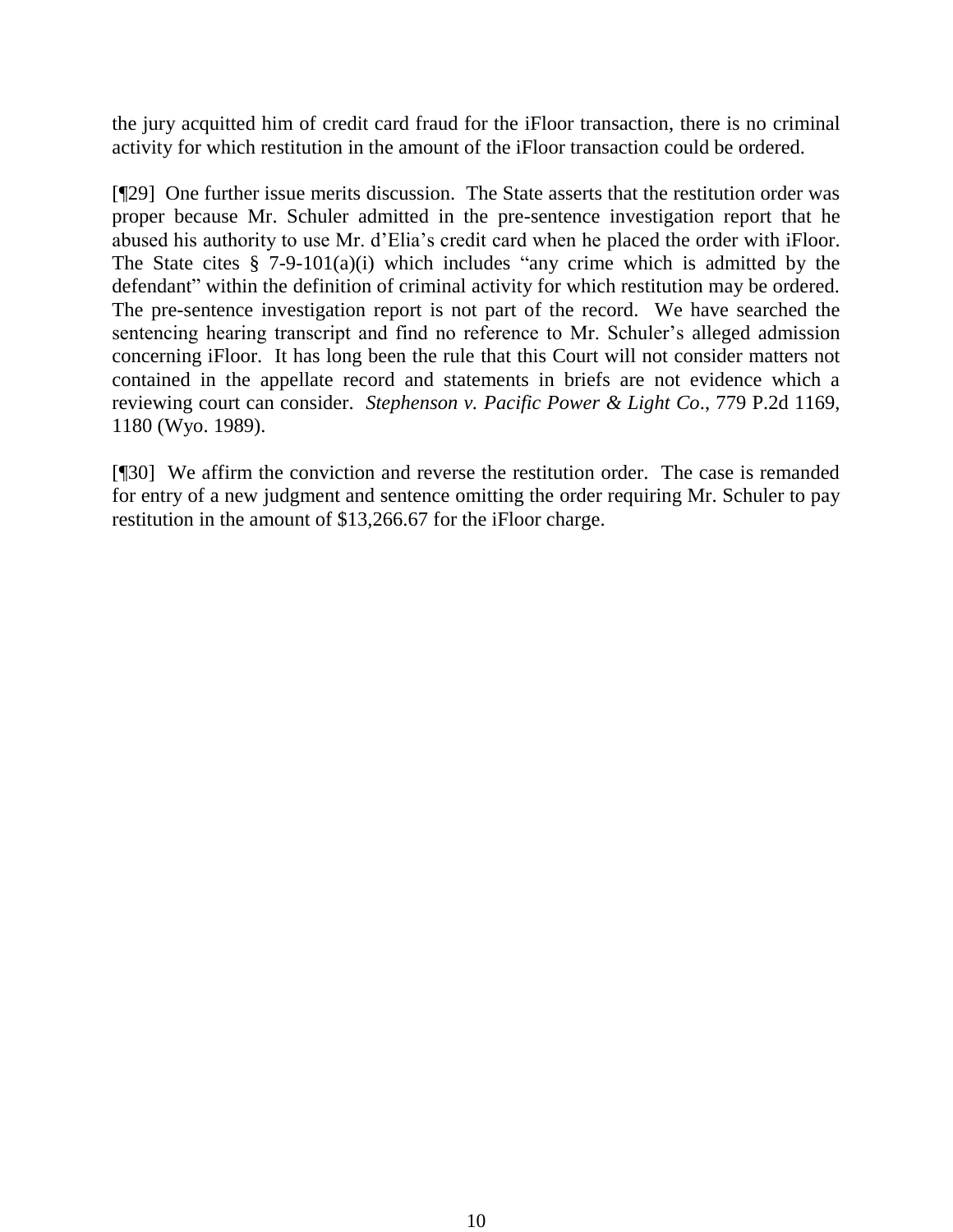the jury acquitted him of credit card fraud for the iFloor transaction, there is no criminal activity for which restitution in the amount of the iFloor transaction could be ordered.

[¶29] One further issue merits discussion. The State asserts that the restitution order was proper because Mr. Schuler admitted in the pre-sentence investigation report that he abused his authority to use Mr. d'Elia's credit card when he placed the order with iFloor. The State cites § 7-9-101(a)(i) which includes "any crime which is admitted by the defendant" within the definition of criminal activity for which restitution may be ordered. The pre-sentence investigation report is not part of the record. We have searched the sentencing hearing transcript and find no reference to Mr. Schuler's alleged admission concerning iFloor. It has long been the rule that this Court will not consider matters not contained in the appellate record and statements in briefs are not evidence which a reviewing court can consider. *Stephenson v. Pacific Power & Light Co*., 779 P.2d 1169, 1180 (Wyo. 1989).

[¶30] We affirm the conviction and reverse the restitution order. The case is remanded for entry of a new judgment and sentence omitting the order requiring Mr. Schuler to pay restitution in the amount of $13,266.67 for the iFloor charge.